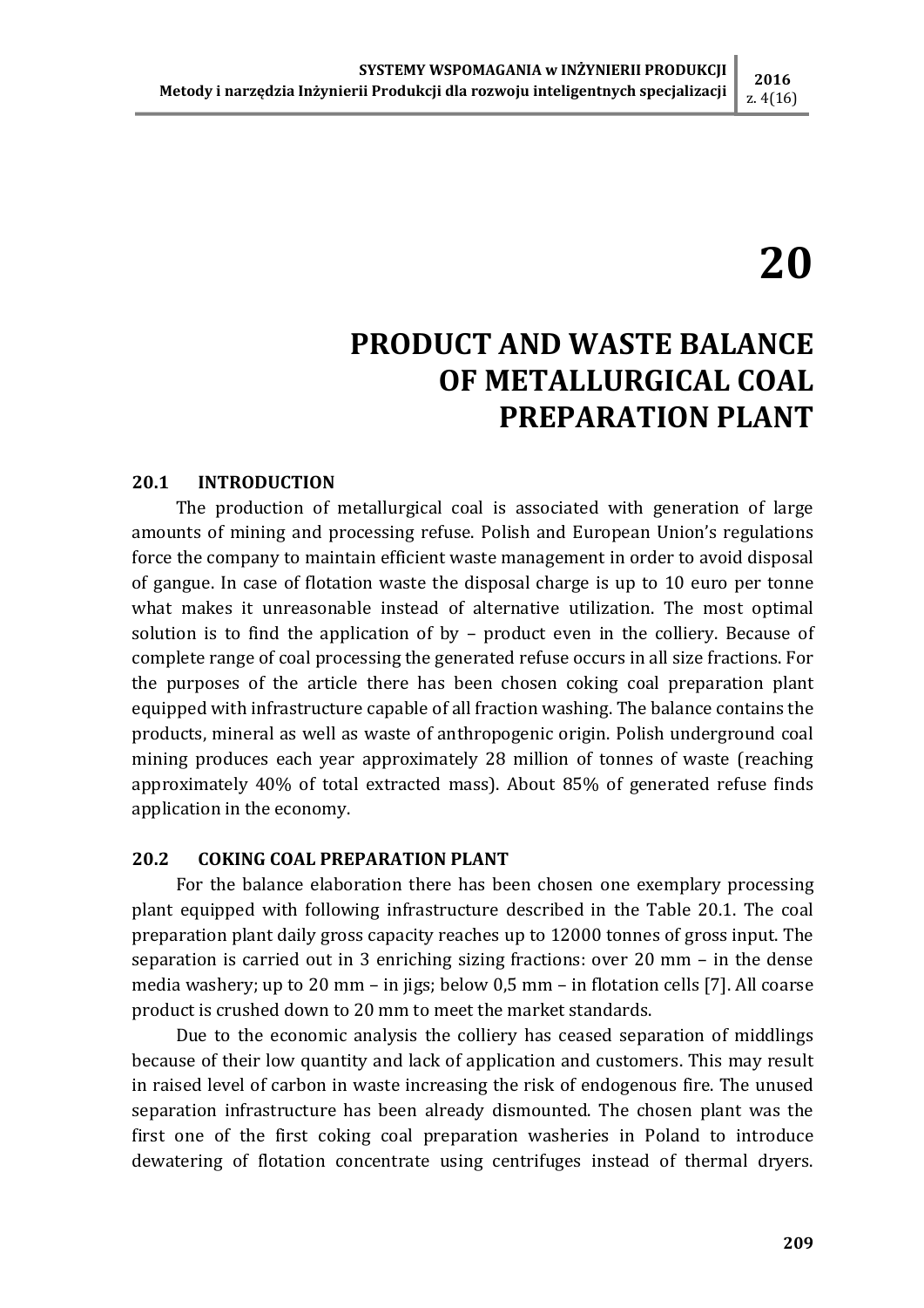# 20

# PRODUCT AND WASTE BALANCE OF METALLURGICAL COAL PREPARATION PLANT

## 20.1 INTRODUCTION

The production of metallurgical coal is associated with generation of large amounts of mining and processing refuse. Polish and European Union's regulations force the company to maintain efficient waste management in order to avoid disposal of gangue. In case of flotation waste the disposal charge is up to 10 euro per tonne what makes it unreasonable instead of alternative utilization. The most optimal solution is to find the application of by – product even in the colliery. Because of complete range of coal processing the generated refuse occurs in all size fractions. For the purposes of the article there has been chosen coking coal preparation plant equipped with infrastructure capable of all fraction washing. The balance contains the products, mineral as well as waste of anthropogenic origin. Polish underground coal mining produces each year approximately 28 million of tonnes of waste (reaching approximately 40% of total extracted mass). About 85% of generated refuse finds application in the economy.

## 20.2 COKING COAL PREPARATION PLANT

For the balance elaboration there has been chosen one exemplary processing plant equipped with following infrastructure described in the Table 20.1. The coal preparation plant daily gross capacity reaches up to 12000 tonnes of gross input. The separation is carried out in 3 enriching sizing fractions: over 20 mm – in the dense media washery; up to 20 mm – in jigs; below 0,5 mm – in flotation cells [7]. All coarse product is crushed down to 20 mm to meet the market standards.

Due to the economic analysis the colliery has ceased separation of middlings because of their low quantity and lack of application and customers. This may result in raised level of carbon in waste increasing the risk of endogenous fire. The unused separation infrastructure has been already dismounted. The chosen plant was the first one of the first coking coal preparation washeries in Poland to introduce dewatering of flotation concentrate using centrifuges instead of thermal dryers.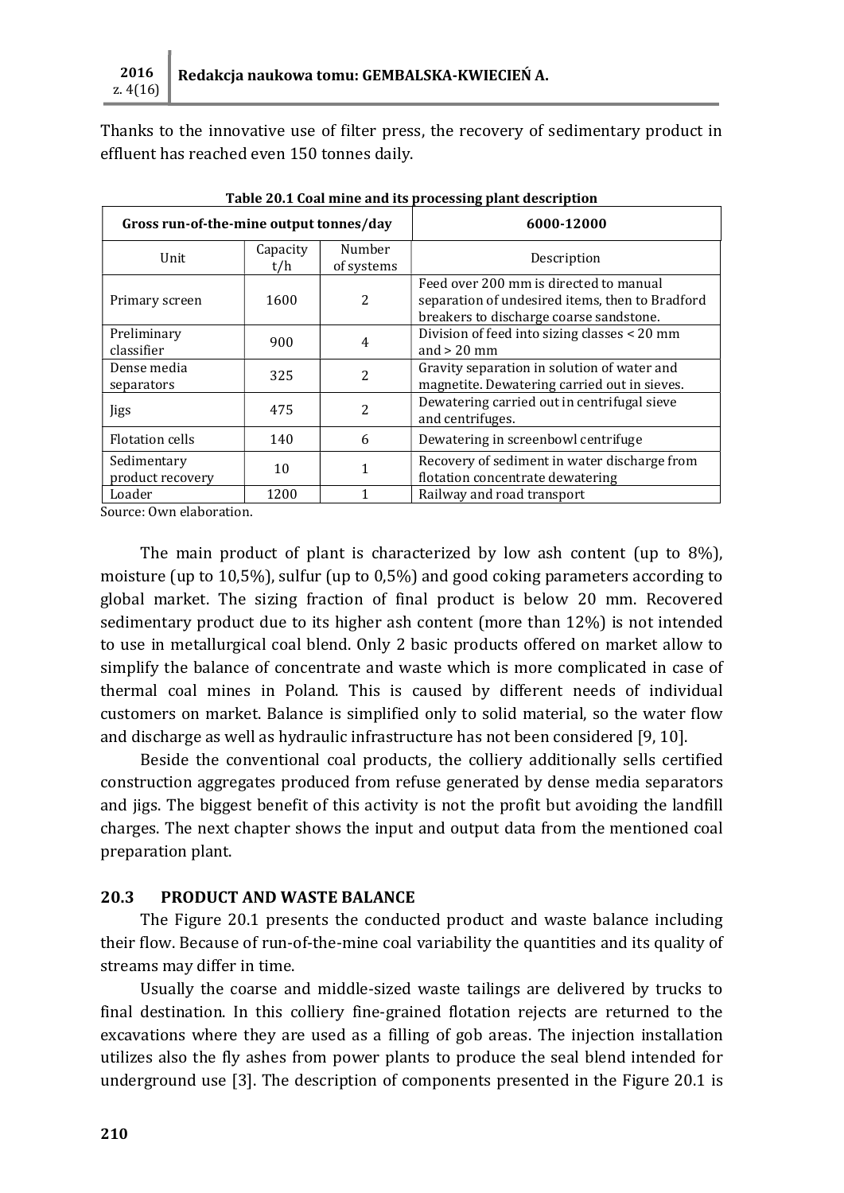Thanks to the innovative use of filter press, the recovery of sedimentary product in effluent has reached even 150 tonnes daily.

**Table 20.1 Coal mine and its processing plant description**

| Gross run-of-the-mine output tonnes/day | | | 6000-12000 |
|---|---|---|---|
| Unit | Capacity t/h | Number of systems | Description |
| Primary screen | 1600 | 2 | Feed over 200 mm is directed to manual separation of undesired items, then to Bradford breakers to discharge coarse sandstone. |
| Preliminary classifier | 900 | 4 | Division of feed into sizing classes < 20 mm and > 20 mm |
| Dense media separators | 325 | 2 | Gravity separation in solution of water and magnetite. Dewatering carried out in sieves. |
| Jigs | 475 | 2 | Dewatering carried out in centrifugal sieve and centrifuges. |
| Flotation cells | 140 | 6 | Dewatering in screenbowl centrifuge |
| Sedimentary product recovery | 10 | 1 | Recovery of sediment in water discharge from flotation concentrate dewatering |
| Loader | 1200 | 1 | Railway and road transport |

Source: Own elaboration.

The main product of plant is characterized by low ash content (up to 8%), moisture (up to 10,5%), sulfur (up to 0,5%) and good coking parameters according to global market. The sizing fraction of final product is below 20 mm. Recovered sedimentary product due to its higher ash content (more than 12%) is not intended to use in metallurgical coal blend. Only 2 basic products offered on market allow to simplify the balance of concentrate and waste which is more complicated in case of thermal coal mines in Poland. This is caused by different needs of individual customers on market. Balance is simplified only to solid material, so the water flow and discharge as well as hydraulic infrastructure has not been considered [9, 10].

Beside the conventional coal products, the colliery additionally sells certified construction aggregates produced from refuse generated by dense media separators and jigs. The biggest benefit of this activity is not the profit but avoiding the landfill charges. The next chapter shows the input and output data from the mentioned coal preparation plant.

## 20.3 PRODUCT AND WASTE BALANCE

The Figure 20.1 presents the conducted product and waste balance including their flow. Because of run-of-the-mine coal variability the quantities and its quality of streams may differ in time.

Usually the coarse and middle-sized waste tailings are delivered by trucks to final destination. In this colliery fine-grained flotation rejects are returned to the excavations where they are used as a filling of gob areas. The injection installation utilizes also the fly ashes from power plants to produce the seal blend intended for underground use [3]. The description of components presented in the Figure 20.1 is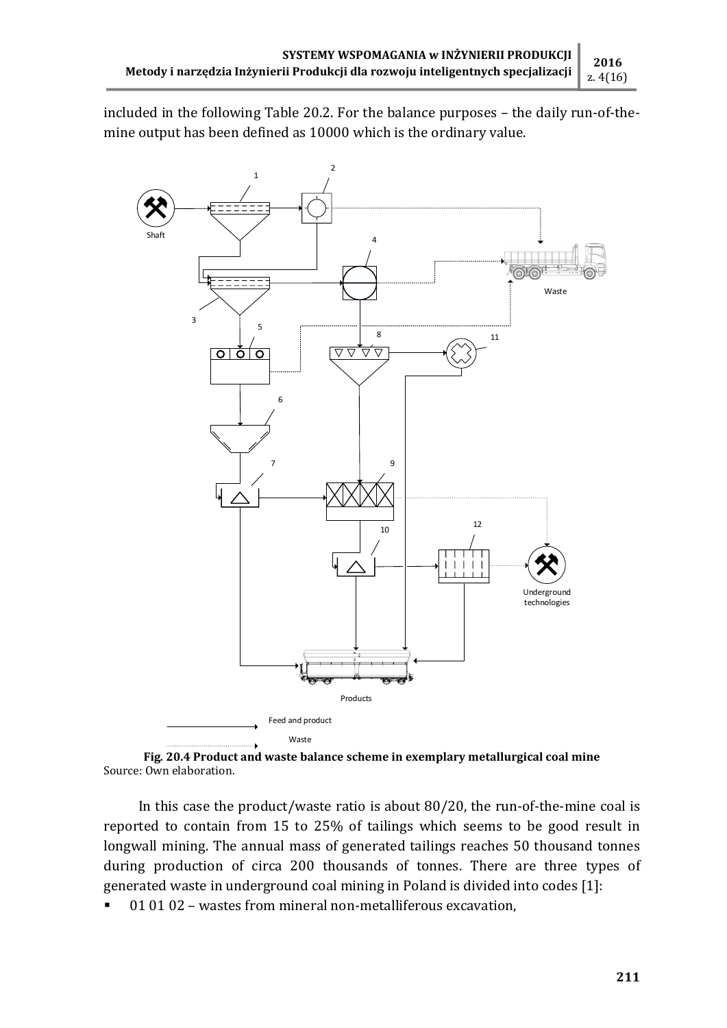included in the following Table 20.2. For the balance purposes – the daily run-of-the-mine output has been defined as 10000 which is the ordinary value.

**Fig. 20.4 Product and waste balance scheme in exemplary metallurgical coal mine**
Source: Own elaboration.

In this case the product/waste ratio is about 80/20, the run-of-the-mine coal is reported to contain from 15 to 25% of tailings which seems to be good result in longwall mining. The annual mass of generated tailings reaches 50 thousand tonnes during production of circa 200 thousands of tonnes. There are three types of generated waste in underground coal mining in Poland is divided into codes [1]:

- 01 01 02 – wastes from mineral non-metalliferous excavation,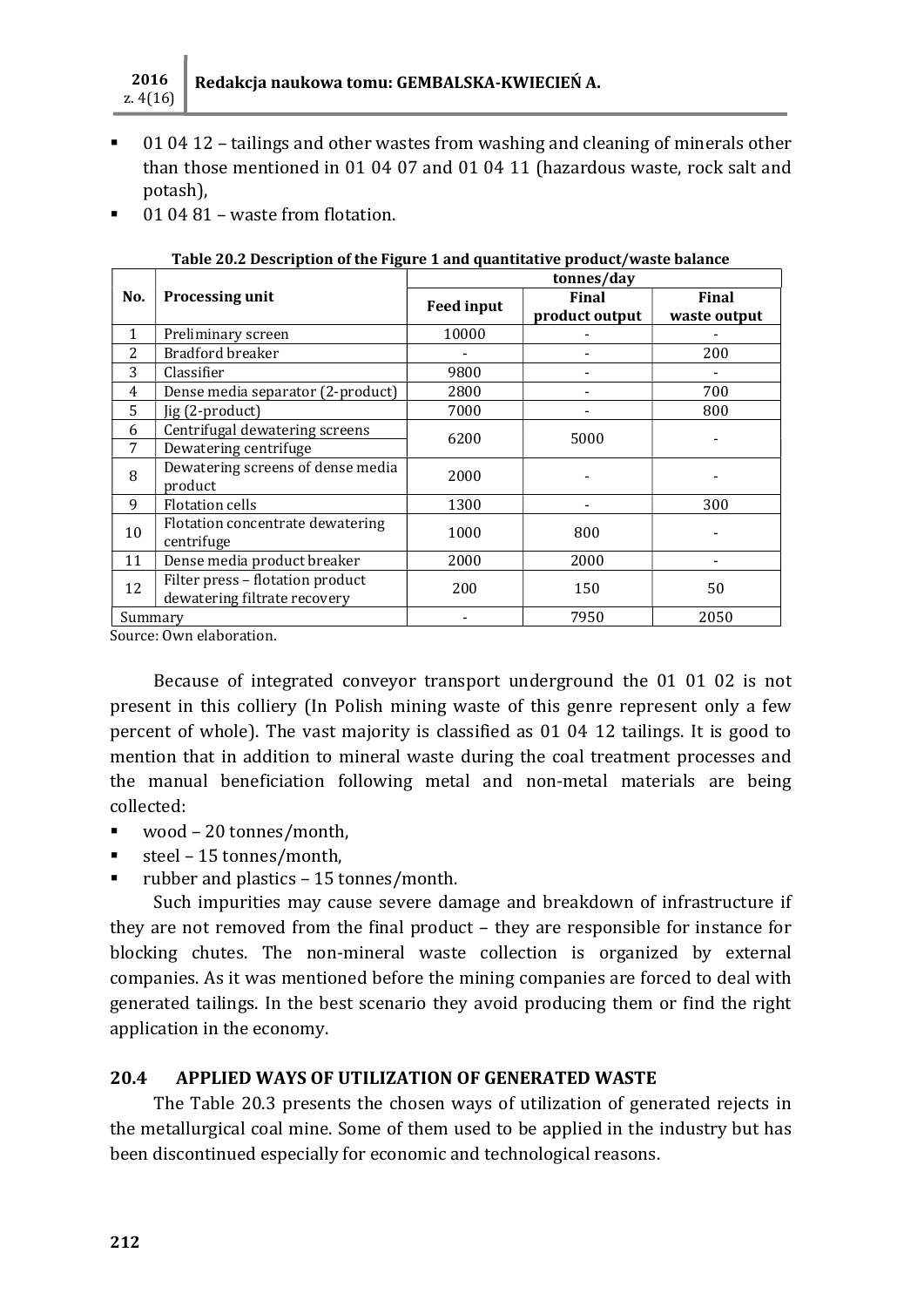- 01 04 12 – tailings and other wastes from washing and cleaning of minerals other than those mentioned in 01 04 07 and 01 04 11 (hazardous waste, rock salt and potash),
- 01 04 81 – waste from flotation.

**Table 20.2 Description of the Figure 1 and quantitative product/waste balance**

| No. | Processing unit | tonnes/day | | |
|---|---|---|---|---|
| | | Feed input | Final product output | Final waste output |
| 1 | Preliminary screen | 10000 | - | - |
| 2 | Bradford breaker | - | - | 200 |
| 3 | Classifier | 9800 | - | - |
| 4 | Dense media separator (2-product) | 2800 | - | 700 |
| 5 | Jig (2-product) | 7000 | - | 800 |
| 6 | Centrifugal dewatering screens | 6200 | 5000 | - |
| 7 | Dewatering centrifuge | | | |
| 8 | Dewatering screens of dense media product | 2000 | - | - |
| 9 | Flotation cells | 1300 | - | 300 |
| 10 | Flotation concentrate dewatering centrifuge | 1000 | 800 | - |
| 11 | Dense media product breaker | 2000 | 2000 | - |
| 12 | Filter press – flotation product dewatering filtrate recovery | 200 | 150 | 50 |
| Summary | | - | 7950 | 2050 |

Source: Own elaboration.

Because of integrated conveyor transport underground the 01 01 02 is not present in this colliery (In Polish mining waste of this genre represent only a few percent of whole). The vast majority is classified as 01 04 12 tailings. It is good to mention that in addition to mineral waste during the coal treatment processes and the manual beneficiation following metal and non-metal materials are being collected:

- wood – 20 tonnes/month,
- steel – 15 tonnes/month,
- rubber and plastics – 15 tonnes/month.

Such impurities may cause severe damage and breakdown of infrastructure if they are not removed from the final product – they are responsible for instance for blocking chutes. The non-mineral waste collection is organized by external companies. As it was mentioned before the mining companies are forced to deal with generated tailings. In the best scenario they avoid producing them or find the right application in the economy.

## 20.4 APPLIED WAYS OF UTILIZATION OF GENERATED WASTE

The Table 20.3 presents the chosen ways of utilization of generated rejects in the metallurgical coal mine. Some of them used to be applied in the industry but has been discontinued especially for economic and technological reasons.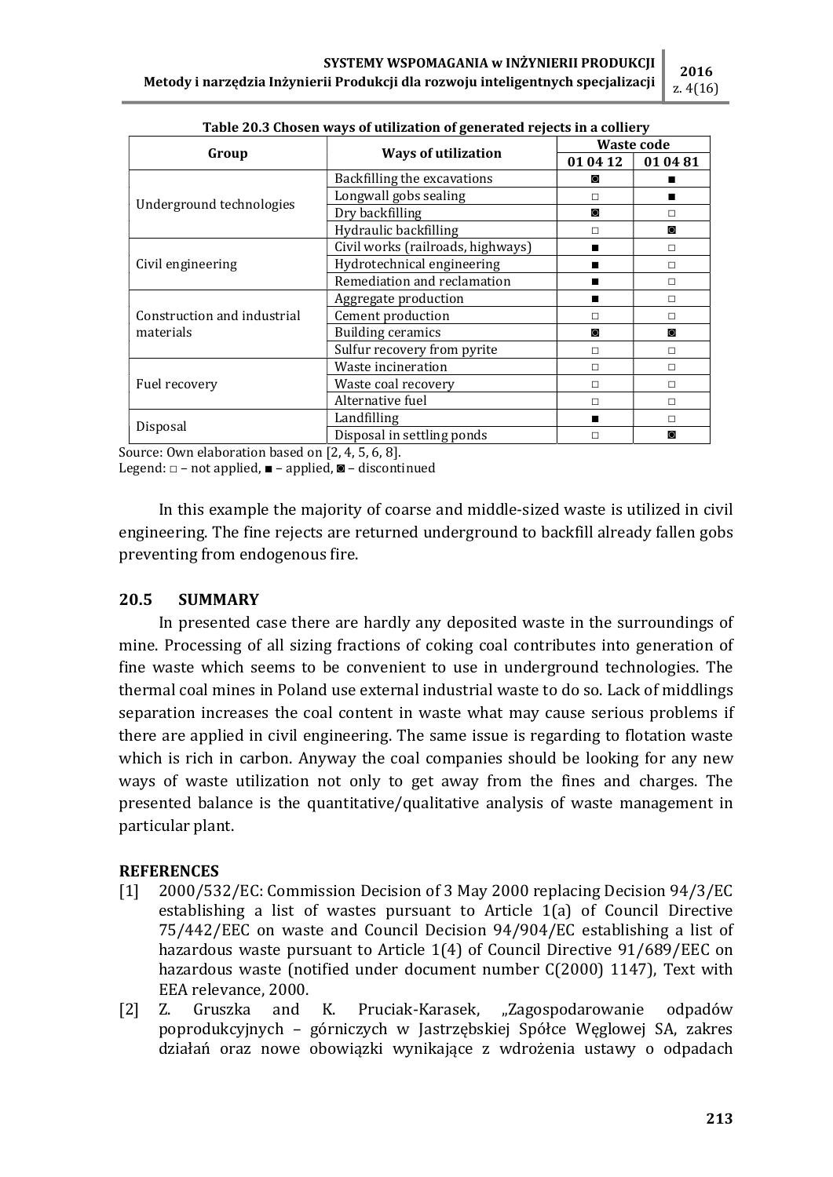**Table 20.3 Chosen ways of utilization of generated rejects in a colliery**

| Group | Ways of utilization | Waste code | |
|---|---|---|---|
| | | 01 04 12 | 01 04 81 |
| Underground technologies | Backfilling the excavations | ◙ | ■ |
| | Longwall gobs sealing | □ | ■ |
| | Dry backfilling | ◙ | □ |
| | Hydraulic backfilling | □ | ◙ |
| Civil engineering | Civil works (railroads, highways) | ■ | □ |
| | Hydrotechnical engineering | ■ | □ |
| | Remediation and reclamation | ■ | □ |
| Construction and industrial materials | Aggregate production | ■ | □ |
| | Cement production | □ | □ |
| | Building ceramics | ◙ | ◙ |
| | Sulfur recovery from pyrite | □ | □ |
| Fuel recovery | Waste incineration | □ | □ |
| | Waste coal recovery | □ | □ |
| | Alternative fuel | □ | □ |
| Disposal | Landfilling | ■ | □ |
| | Disposal in settling ponds | □ | ◙ |

Source: Own elaboration based on [2, 4, 5, 6, 8].
Legend: □ – not applied, ■ – applied, ◙ – discontinued

In this example the majority of coarse and middle-sized waste is utilized in civil engineering. The fine rejects are returned underground to backfill already fallen gobs preventing from endogenous fire.

## 20.5 SUMMARY

In presented case there are hardly any deposited waste in the surroundings of mine. Processing of all sizing fractions of coking coal contributes into generation of fine waste which seems to be convenient to use in underground technologies. The thermal coal mines in Poland use external industrial waste to do so. Lack of middlings separation increases the coal content in waste what may cause serious problems if there are applied in civil engineering. The same issue is regarding to flotation waste which is rich in carbon. Anyway the coal companies should be looking for any new ways of waste utilization not only to get away from the fines and charges. The presented balance is the quantitative/qualitative analysis of waste management in particular plant.

## REFERENCES

[1] 2000/532/EC: Commission Decision of 3 May 2000 replacing Decision 94/3/EC establishing a list of wastes pursuant to Article 1(a) of Council Directive 75/442/EEC on waste and Council Decision 94/904/EC establishing a list of hazardous waste pursuant to Article 1(4) of Council Directive 91/689/EEC on hazardous waste (notified under document number C(2000) 1147), Text with EEA relevance, 2000.

[2] Z. Gruszka and K. Pruciak-Karasek, „Zagospodarowanie odpadów poprodukcyjnych – górniczych w Jastrzębskiej Spółce Węglowej SA, zakres działań oraz nowe obowiązki wynikające z wdrożenia ustawy o odpadach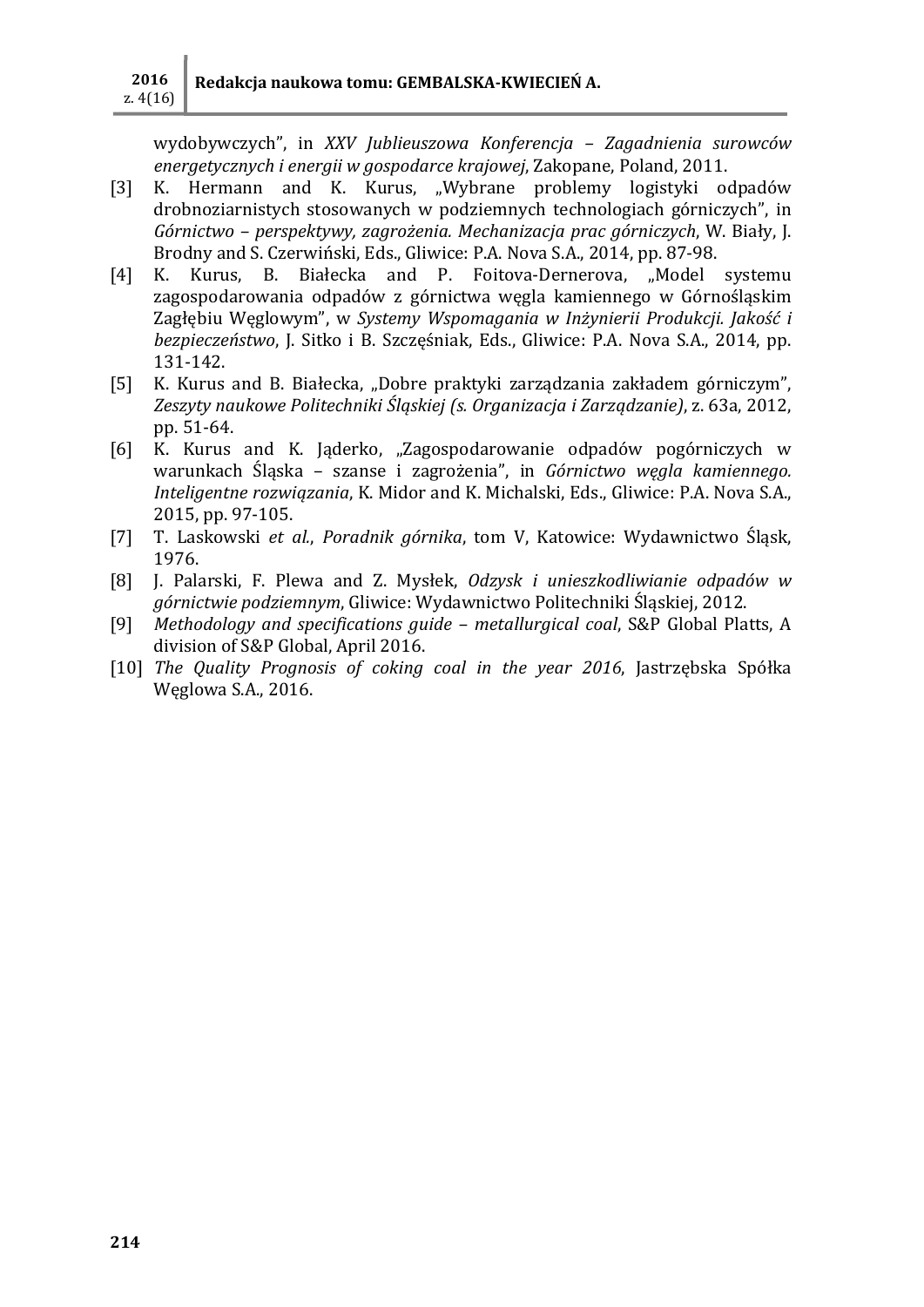wydobywczych", in *XXV Jublieuszowa Konferencja – Zagadnienia surowców energetycznych i energii w gospodarce krajowej*, Zakopane, Poland, 2011.

[3] K. Hermann and K. Kurus, „Wybrane problemy logistyki odpadów drobnoziarnistych stosowanych w podziemnych technologiach górniczych", in *Górnictwo – perspektywy, zagrożenia. Mechanizacja prac górniczych*, W. Biały, J. Brodny and S. Czerwiński, Eds., Gliwice: P.A. Nova S.A., 2014, pp. 87-98.

[4] K. Kurus, B. Białecka and P. Foitova-Dernerova, „Model systemu zagospodarowania odpadów z górnictwa węgla kamiennego w Górnośląskim Zagłębiu Węglowym", w *Systemy Wspomagania w Inżynierii Produkcji. Jakość i bezpieczeństwo*, J. Sitko i B. Szczęśniak, Eds., Gliwice: P.A. Nova S.A., 2014, pp. 131-142.

[5] K. Kurus and B. Białecka, „Dobre praktyki zarządzania zakładem górniczym", *Zeszyty naukowe Politechniki Śląskiej (s. Organizacja i Zarządzanie)*, z. 63a, 2012, pp. 51-64.

[6] K. Kurus and K. Jąderko, „Zagospodarowanie odpadów pogórniczych w warunkach Śląska – szanse i zagrożenia", in *Górnictwo węgla kamiennego. Inteligentne rozwiązania*, K. Midor and K. Michalski, Eds., Gliwice: P.A. Nova S.A., 2015, pp. 97-105.

[7] T. Laskowski *et al.*, *Poradnik górnika*, tom V, Katowice: Wydawnictwo Śląsk, 1976.

[8] J. Palarski, F. Plewa and Z. Mysłek, *Odzysk i unieszkodliwianie odpadów w górnictwie podziemnym*, Gliwice: Wydawnictwo Politechniki Śląskiej, 2012.

[9] *Methodology and specifications guide – metallurgical coal*, S&P Global Platts, A division of S&P Global, April 2016.

[10] *The Quality Prognosis of coking coal in the year 2016*, Jastrzębska Spółka Węglowa S.A., 2016.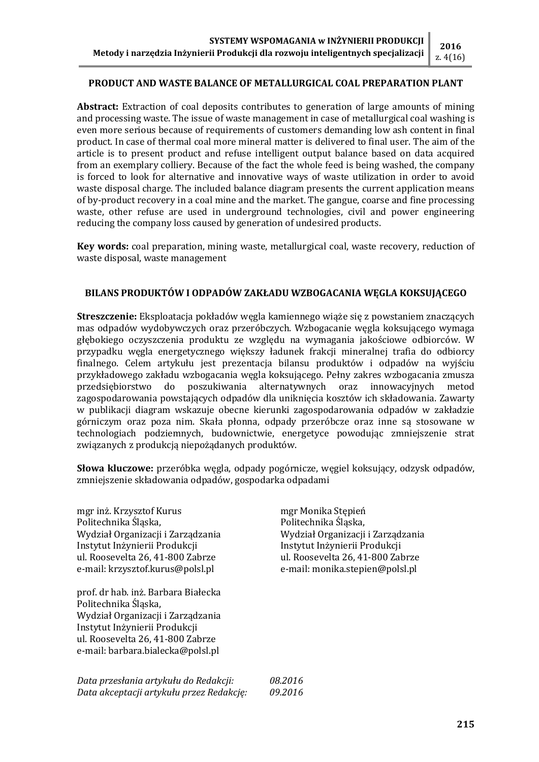## PRODUCT AND WASTE BALANCE OF METALLURGICAL COAL PREPARATION PLANT

**Abstract:** Extraction of coal deposits contributes to generation of large amounts of mining and processing waste. The issue of waste management in case of metallurgical coal washing is even more serious because of requirements of customers demanding low ash content in final product. In case of thermal coal more mineral matter is delivered to final user. The aim of the article is to present product and refuse intelligent output balance based on data acquired from an exemplary colliery. Because of the fact the whole feed is being washed, the company is forced to look for alternative and innovative ways of waste utilization in order to avoid waste disposal charge. The included balance diagram presents the current application means of by-product recovery in a coal mine and the market. The gangue, coarse and fine processing waste, other refuse are used in underground technologies, civil and power engineering reducing the company loss caused by generation of undesired products.

**Key words:** coal preparation, mining waste, metallurgical coal, waste recovery, reduction of waste disposal, waste management

## BILANS PRODUKTÓW I ODPADÓW ZAKŁADU WZBOGACANIA WĘGLA KOKSUJĄCEGO

**Streszczenie:** Eksploatacja pokładów węgla kamiennego wiąże się z powstaniem znaczących mas odpadów wydobywczych oraz przeróbczych. Wzbogacanie węgla koksującego wymaga głębokiego oczyszczenia produktu ze względu na wymagania jakościowe odbiorców. W przypadku węgla energetycznego większy ładunek frakcji mineralnej trafia do odbiorcy finalnego. Celem artykułu jest prezentacja bilansu produktów i odpadów na wyjściu przykładowego zakładu wzbogacania węgla koksującego. Pełny zakres wzbogacania zmusza przedsiębiorstwo do poszukiwania alternatywnych oraz innowacyjnych metod zagospodarowania powstających odpadów dla uniknięcia kosztów ich składowania. Zawarty w publikacji diagram wskazuje obecne kierunki zagospodarowania odpadów w zakładzie górniczym oraz poza nim. Skała płonna, odpady przeróbcze oraz inne są stosowane w technologiach podziemnych, budownictwie, energetyce powodując zmniejszenie strat związanych z produkcją niepożądanych produktów.

**Słowa kluczowe:** przeróbka węgla, odpady pogórnicze, węgiel koksujący, odzysk odpadów, zmniejszenie składowania odpadów, gospodarka odpadami

mgr inż. Krzysztof Kurus  
Politechnika Śląska,  
Wydział Organizacji i Zarządzania  
Instytut Inżynierii Produkcji  
ul. Roosevelta 26, 41-800 Zabrze  
e-mail: krzysztof.kurus@polsl.pl

mgr Monika Stępień  
Politechnika Śląska,  
Wydział Organizacji i Zarządzania  
Instytut Inżynierii Produkcji  
ul. Roosevelta 26, 41-800 Zabrze  
e-mail: monika.stepien@polsl.pl

prof. dr hab. inż. Barbara Białecka  
Politechnika Śląska,  
Wydział Organizacji i Zarządzania  
Instytut Inżynierii Produkcji  
ul. Roosevelta 26, 41-800 Zabrze  
e-mail: barbara.bialecka@polsl.pl

*Data przesłania artykułu do Redakcji:* *08.2016*  
*Data akceptacji artykułu przez Redakcję:* *09.2016*